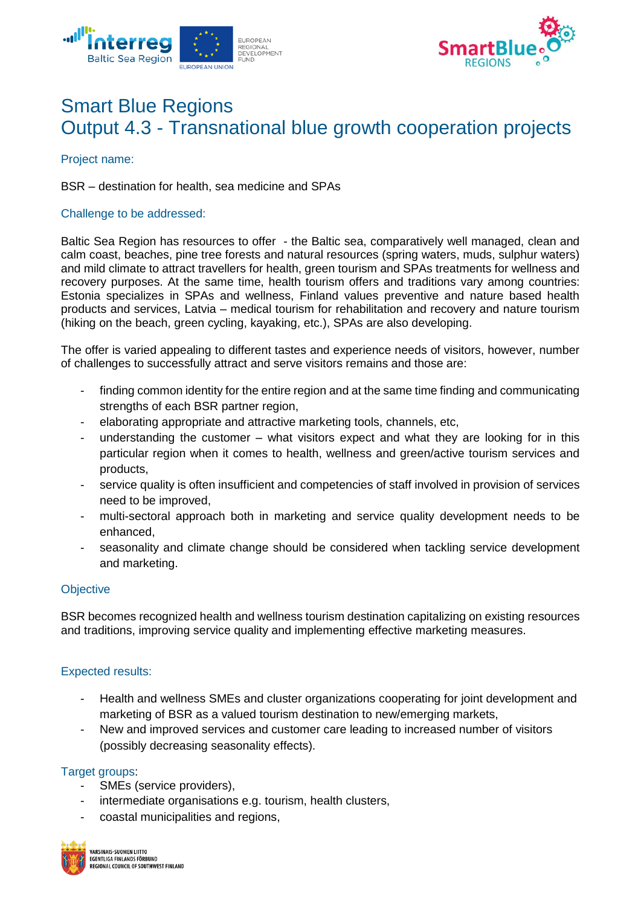# Smart Blue Regions
# Output 4.3 - Transnational blue growth cooperation projects

## Project name:

BSR – destination for health, sea medicine and SPAs

## Challenge to be addressed:

Baltic Sea Region has resources to offer - the Baltic sea, comparatively well managed, clean and calm coast, beaches, pine tree forests and natural resources (spring waters, muds, sulphur waters) and mild climate to attract travellers for health, green tourism and SPAs treatments for wellness and recovery purposes. At the same time, health tourism offers and traditions vary among countries: Estonia specializes in SPAs and wellness, Finland values preventive and nature based health products and services, Latvia – medical tourism for rehabilitation and recovery and nature tourism (hiking on the beach, green cycling, kayaking, etc.), SPAs are also developing.

The offer is varied appealing to different tastes and experience needs of visitors, however, number of challenges to successfully attract and serve visitors remains and those are:

- finding common identity for the entire region and at the same time finding and communicating strengths of each BSR partner region,
- elaborating appropriate and attractive marketing tools, channels, etc,
- understanding the customer – what visitors expect and what they are looking for in this particular region when it comes to health, wellness and green/active tourism services and products,
- service quality is often insufficient and competencies of staff involved in provision of services need to be improved,
- multi-sectoral approach both in marketing and service quality development needs to be enhanced,
- seasonality and climate change should be considered when tackling service development and marketing.

## Objective

BSR becomes recognized health and wellness tourism destination capitalizing on existing resources and traditions, improving service quality and implementing effective marketing measures.

## Expected results:

- Health and wellness SMEs and cluster organizations cooperating for joint development and marketing of BSR as a valued tourism destination to new/emerging markets,
- New and improved services and customer care leading to increased number of visitors (possibly decreasing seasonality effects).

## Target groups:

- SMEs (service providers),
- intermediate organisations e.g. tourism, health clusters,
- coastal municipalities and regions,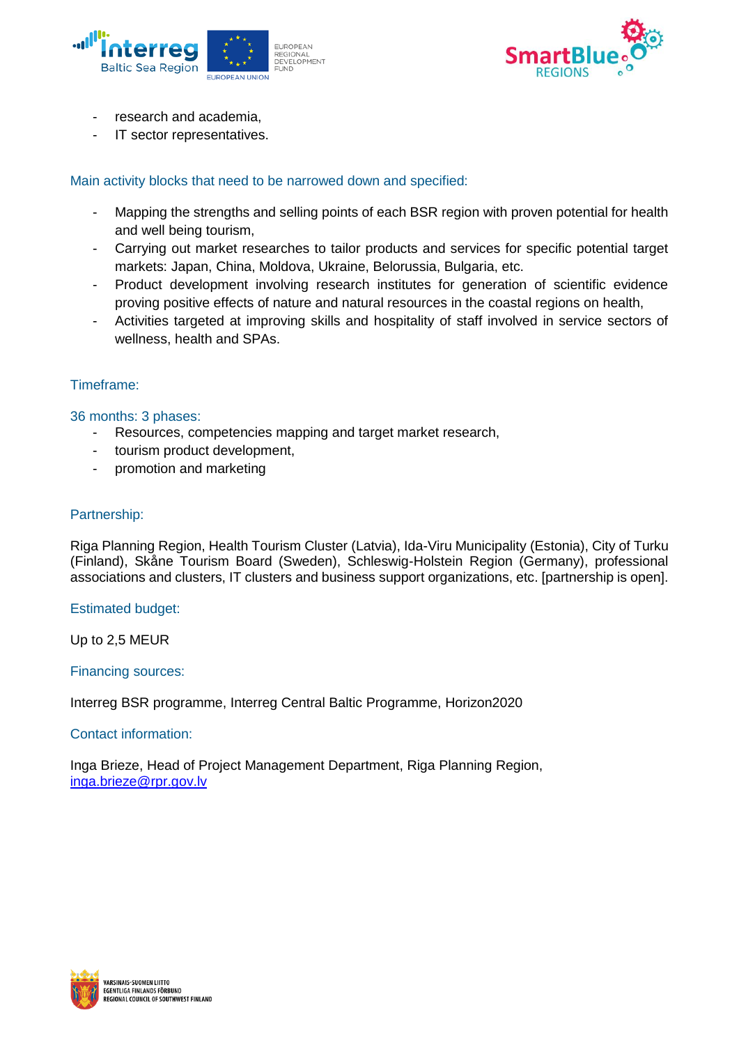- research and academia,
- IT sector representatives.

### Main activity blocks that need to be narrowed down and specified:

- Mapping the strengths and selling points of each BSR region with proven potential for health and well being tourism,
- Carrying out market researches to tailor products and services for specific potential target markets: Japan, China, Moldova, Ukraine, Belorussia, Bulgaria, etc.
- Product development involving research institutes for generation of scientific evidence proving positive effects of nature and natural resources in the coastal regions on health,
- Activities targeted at improving skills and hospitality of staff involved in service sectors of wellness, health and SPAs.

### Timeframe:

36 months: 3 phases:

- Resources, competencies mapping and target market research,
- tourism product development,
- promotion and marketing

### Partnership:

Riga Planning Region, Health Tourism Cluster (Latvia), Ida-Viru Municipality (Estonia), City of Turku (Finland), Skåne Tourism Board (Sweden), Schleswig-Holstein Region (Germany), professional associations and clusters, IT clusters and business support organizations, etc. [partnership is open].

### Estimated budget:

Up to 2,5 MEUR

### Financing sources:

Interreg BSR programme, Interreg Central Baltic Programme, Horizon2020

### Contact information:

Inga Brieze, Head of Project Management Department, Riga Planning Region,
inga.brieze@rpr.gov.lv